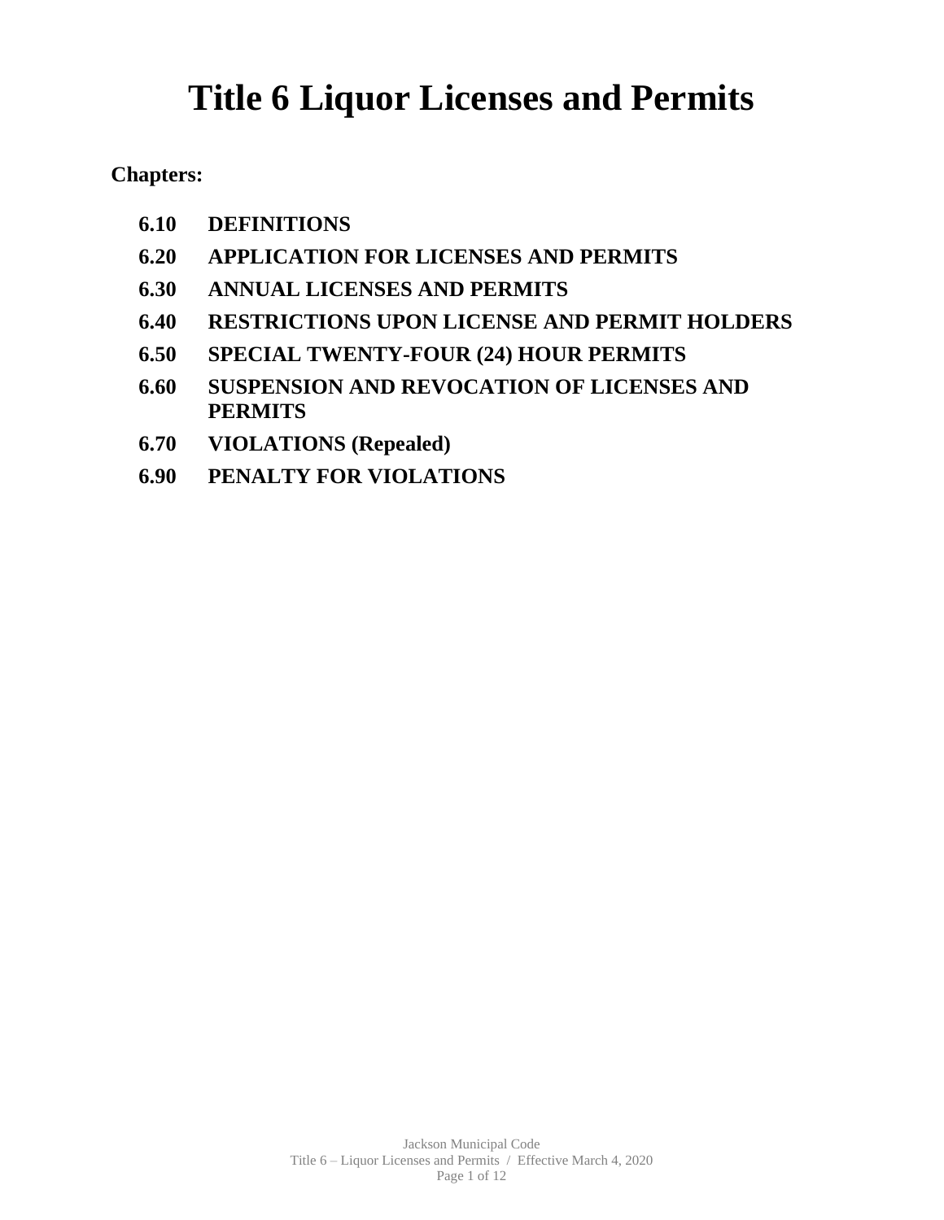# Title 6 Liquor Licenses and Permits

**Chapters:**

- **6.10 DEFINITIONS**
- **6.20 APPLICATION FOR LICENSES AND PERMITS**
- **6.30 ANNUAL LICENSES AND PERMITS**
- **6.40 RESTRICTIONS UPON LICENSE AND PERMIT HOLDERS**
- **6.50 SPECIAL TWENTY-FOUR (24) HOUR PERMITS**
- **6.60 SUSPENSION AND REVOCATION OF LICENSES AND PERMITS**
- **6.70 VIOLATIONS (Repealed)**
- **6.90 PENALTY FOR VIOLATIONS**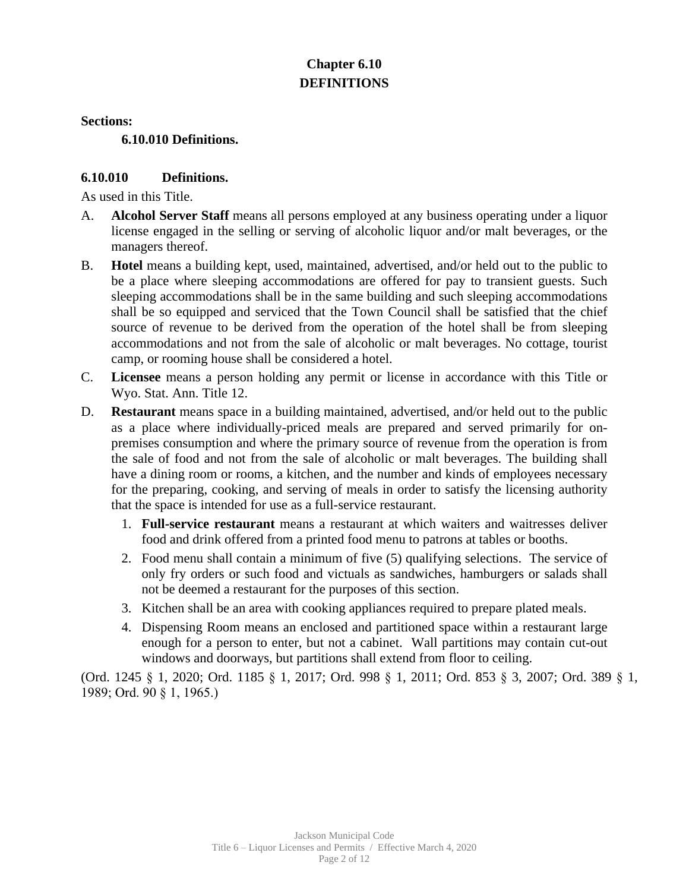# Chapter 6.10
# DEFINITIONS

**Sections:**

**6.10.010 Definitions.**

**6.10.010 Definitions.**

As used in this Title.

A. **Alcohol Server Staff** means all persons employed at any business operating under a liquor license engaged in the selling or serving of alcoholic liquor and/or malt beverages, or the managers thereof.

B. **Hotel** means a building kept, used, maintained, advertised, and/or held out to the public to be a place where sleeping accommodations are offered for pay to transient guests. Such sleeping accommodations shall be in the same building and such sleeping accommodations shall be so equipped and serviced that the Town Council shall be satisfied that the chief source of revenue to be derived from the operation of the hotel shall be from sleeping accommodations and not from the sale of alcoholic or malt beverages. No cottage, tourist camp, or rooming house shall be considered a hotel.

C. **Licensee** means a person holding any permit or license in accordance with this Title or Wyo. Stat. Ann. Title 12.

D. **Restaurant** means space in a building maintained, advertised, and/or held out to the public as a place where individually-priced meals are prepared and served primarily for on-premises consumption and where the primary source of revenue from the operation is from the sale of food and not from the sale of alcoholic or malt beverages. The building shall have a dining room or rooms, a kitchen, and the number and kinds of employees necessary for the preparing, cooking, and serving of meals in order to satisfy the licensing authority that the space is intended for use as a full-service restaurant.

1. **Full-service restaurant** means a restaurant at which waiters and waitresses deliver food and drink offered from a printed food menu to patrons at tables or booths.
2. Food menu shall contain a minimum of five (5) qualifying selections. The service of only fry orders or such food and victuals as sandwiches, hamburgers or salads shall not be deemed a restaurant for the purposes of this section.
3. Kitchen shall be an area with cooking appliances required to prepare plated meals.
4. Dispensing Room means an enclosed and partitioned space within a restaurant large enough for a person to enter, but not a cabinet. Wall partitions may contain cut-out windows and doorways, but partitions shall extend from floor to ceiling.

(Ord. 1245 § 1, 2020; Ord. 1185 § 1, 2017; Ord. 998 § 1, 2011; Ord. 853 § 3, 2007; Ord. 389 § 1, 1989; Ord. 90 § 1, 1965.)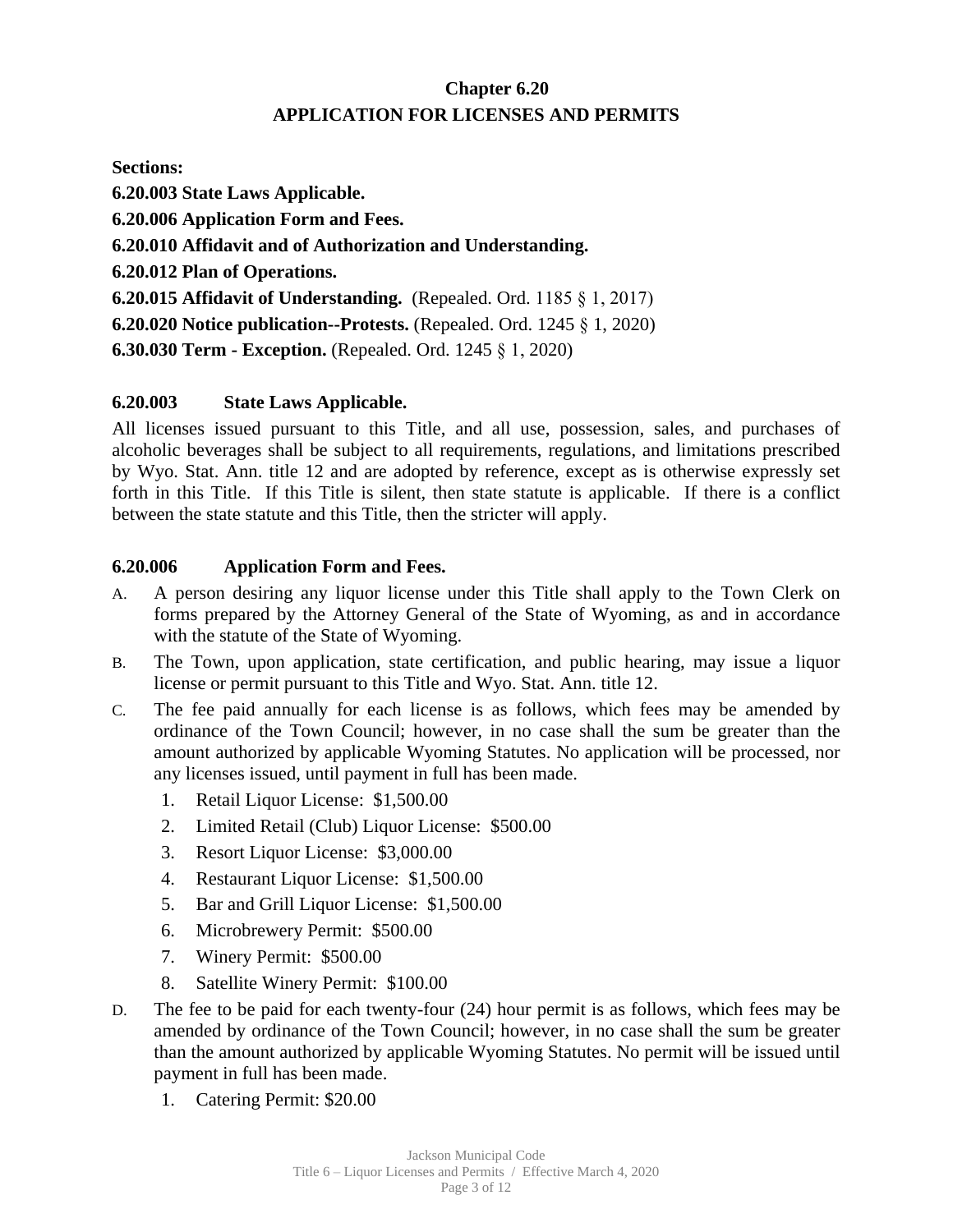# Chapter 6.20
# APPLICATION FOR LICENSES AND PERMITS

**Sections:**

**6.20.003 State Laws Applicable.**

**6.20.006 Application Form and Fees.**

**6.20.010 Affidavit and of Authorization and Understanding.**

**6.20.012 Plan of Operations.**

**6.20.015 Affidavit of Understanding.** (Repealed. Ord. 1185 § 1, 2017)

**6.20.020 Notice publication--Protests.** (Repealed. Ord. 1245 § 1, 2020)

**6.30.030 Term - Exception.** (Repealed. Ord. 1245 § 1, 2020)

### 6.20.003 State Laws Applicable.

All licenses issued pursuant to this Title, and all use, possession, sales, and purchases of alcoholic beverages shall be subject to all requirements, regulations, and limitations prescribed by Wyo. Stat. Ann. title 12 and are adopted by reference, except as is otherwise expressly set forth in this Title. If this Title is silent, then state statute is applicable. If there is a conflict between the state statute and this Title, then the stricter will apply.

### 6.20.006 Application Form and Fees.

A. A person desiring any liquor license under this Title shall apply to the Town Clerk on forms prepared by the Attorney General of the State of Wyoming, as and in accordance with the statute of the State of Wyoming.

B. The Town, upon application, state certification, and public hearing, may issue a liquor license or permit pursuant to this Title and Wyo. Stat. Ann. title 12.

C. The fee paid annually for each license is as follows, which fees may be amended by ordinance of the Town Council; however, in no case shall the sum be greater than the amount authorized by applicable Wyoming Statutes. No application will be processed, nor any licenses issued, until payment in full has been made.

1. Retail Liquor License: $1,500.00
2. Limited Retail (Club) Liquor License: $500.00
3. Resort Liquor License: $3,000.00
4. Restaurant Liquor License: $1,500.00
5. Bar and Grill Liquor License: $1,500.00
6. Microbrewery Permit: $500.00
7. Winery Permit: $500.00
8. Satellite Winery Permit: $100.00

D. The fee to be paid for each twenty-four (24) hour permit is as follows, which fees may be amended by ordinance of the Town Council; however, in no case shall the sum be greater than the amount authorized by applicable Wyoming Statutes. No permit will be issued until payment in full has been made.

1. Catering Permit: $20.00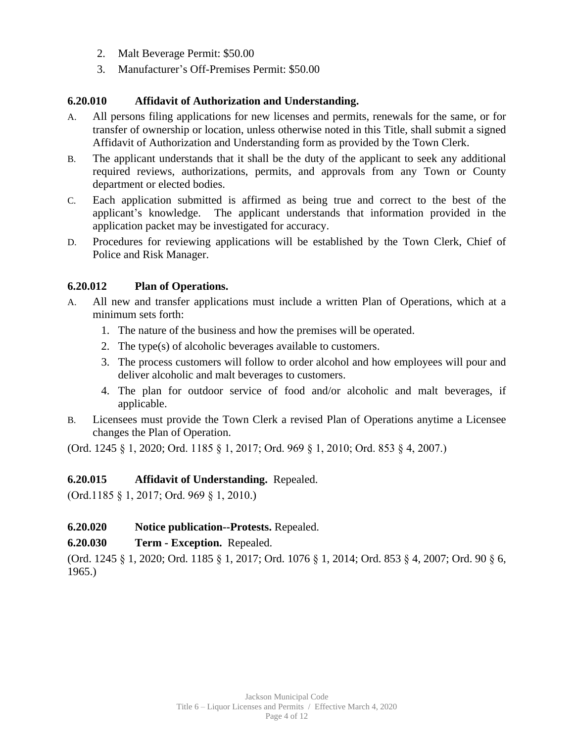2. Malt Beverage Permit: $50.00
3. Manufacturer's Off-Premises Permit: $50.00

### 6.20.010 Affidavit of Authorization and Understanding.

A. All persons filing applications for new licenses and permits, renewals for the same, or for transfer of ownership or location, unless otherwise noted in this Title, shall submit a signed Affidavit of Authorization and Understanding form as provided by the Town Clerk.

B. The applicant understands that it shall be the duty of the applicant to seek any additional required reviews, authorizations, permits, and approvals from any Town or County department or elected bodies.

C. Each application submitted is affirmed as being true and correct to the best of the applicant's knowledge. The applicant understands that information provided in the application packet may be investigated for accuracy.

D. Procedures for reviewing applications will be established by the Town Clerk, Chief of Police and Risk Manager.

### 6.20.012 Plan of Operations.

A. All new and transfer applications must include a written Plan of Operations, which at a minimum sets forth:
   1. The nature of the business and how the premises will be operated.
   2. The type(s) of alcoholic beverages available to customers.
   3. The process customers will follow to order alcohol and how employees will pour and deliver alcoholic and malt beverages to customers.
   4. The plan for outdoor service of food and/or alcoholic and malt beverages, if applicable.

B. Licensees must provide the Town Clerk a revised Plan of Operations anytime a Licensee changes the Plan of Operation.

(Ord. 1245 § 1, 2020; Ord. 1185 § 1, 2017; Ord. 969 § 1, 2010; Ord. 853 § 4, 2007.)

### 6.20.015 Affidavit of Understanding. Repealed.

(Ord.1185 § 1, 2017; Ord. 969 § 1, 2010.)

### 6.20.020 Notice publication--Protests. Repealed.

### 6.20.030 Term - Exception. Repealed.

(Ord. 1245 § 1, 2020; Ord. 1185 § 1, 2017; Ord. 1076 § 1, 2014; Ord. 853 § 4, 2007; Ord. 90 § 6, 1965.)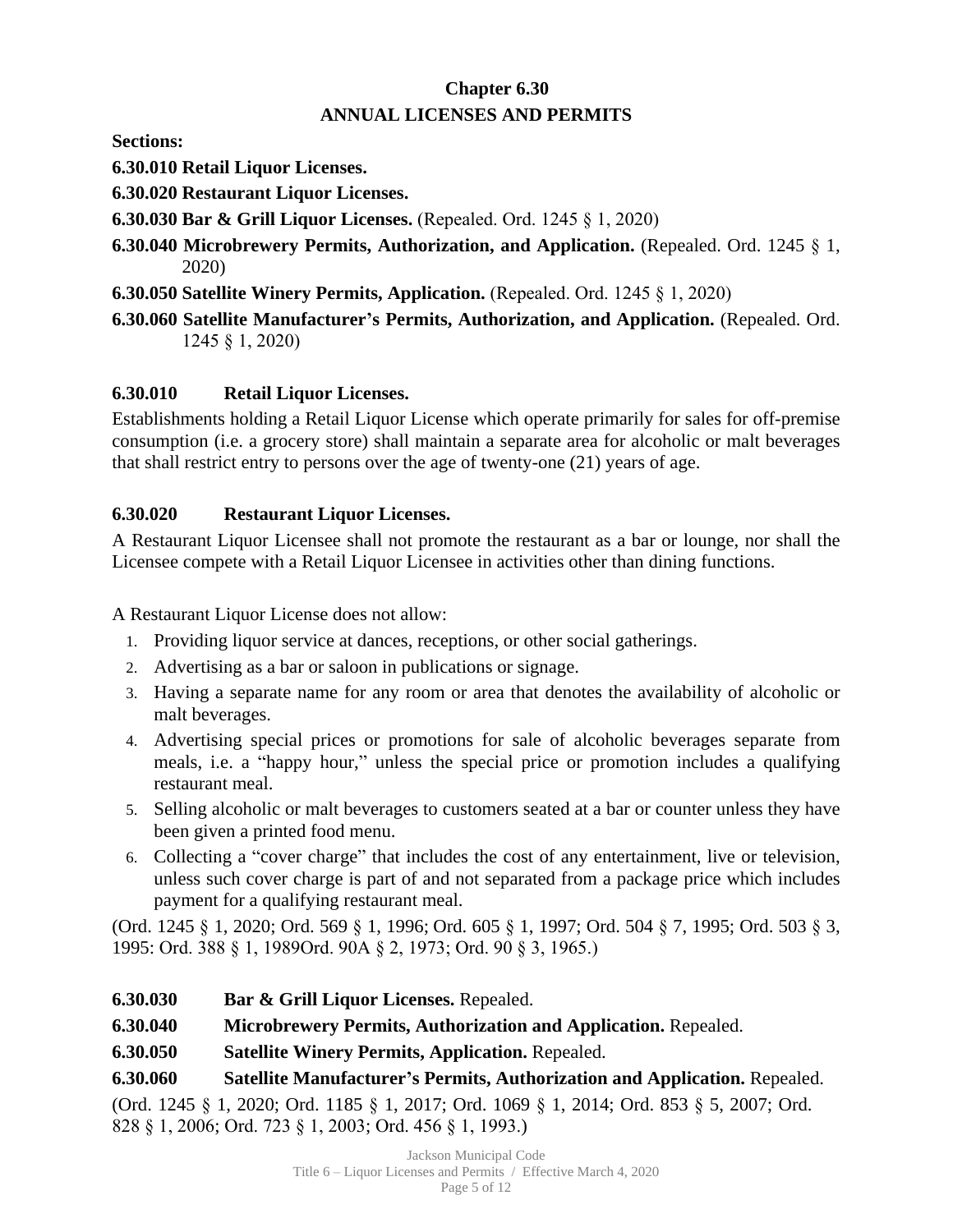# Chapter 6.30
# ANNUAL LICENSES AND PERMITS

**Sections:**

**6.30.010 Retail Liquor Licenses.**

**6.30.020 Restaurant Liquor Licenses.**

**6.30.030 Bar & Grill Liquor Licenses.** (Repealed. Ord. 1245 § 1, 2020)

**6.30.040 Microbrewery Permits, Authorization, and Application.** (Repealed. Ord. 1245 § 1, 2020)

**6.30.050 Satellite Winery Permits, Application.** (Repealed. Ord. 1245 § 1, 2020)

**6.30.060 Satellite Manufacturer's Permits, Authorization, and Application.** (Repealed. Ord. 1245 § 1, 2020)

### 6.30.010 Retail Liquor Licenses.

Establishments holding a Retail Liquor License which operate primarily for sales for off-premise consumption (i.e. a grocery store) shall maintain a separate area for alcoholic or malt beverages that shall restrict entry to persons over the age of twenty-one (21) years of age.

### 6.30.020 Restaurant Liquor Licenses.

A Restaurant Liquor Licensee shall not promote the restaurant as a bar or lounge, nor shall the Licensee compete with a Retail Liquor Licensee in activities other than dining functions.

A Restaurant Liquor License does not allow:

1. Providing liquor service at dances, receptions, or other social gatherings.
2. Advertising as a bar or saloon in publications or signage.
3. Having a separate name for any room or area that denotes the availability of alcoholic or malt beverages.
4. Advertising special prices or promotions for sale of alcoholic beverages separate from meals, i.e. a "happy hour," unless the special price or promotion includes a qualifying restaurant meal.
5. Selling alcoholic or malt beverages to customers seated at a bar or counter unless they have been given a printed food menu.
6. Collecting a "cover charge" that includes the cost of any entertainment, live or television, unless such cover charge is part of and not separated from a package price which includes payment for a qualifying restaurant meal.

(Ord. 1245 § 1, 2020; Ord. 569 § 1, 1996; Ord. 605 § 1, 1997; Ord. 504 § 7, 1995; Ord. 503 § 3, 1995: Ord. 388 § 1, 1989Ord. 90A § 2, 1973; Ord. 90 § 3, 1965.)

**6.30.030 Bar & Grill Liquor Licenses.** Repealed.

**6.30.040 Microbrewery Permits, Authorization and Application.** Repealed.

**6.30.050 Satellite Winery Permits, Application.** Repealed.

**6.30.060 Satellite Manufacturer's Permits, Authorization and Application.** Repealed.

(Ord. 1245 § 1, 2020; Ord. 1185 § 1, 2017; Ord. 1069 § 1, 2014; Ord. 853 § 5, 2007; Ord. 828 § 1, 2006; Ord. 723 § 1, 2003; Ord. 456 § 1, 1993.)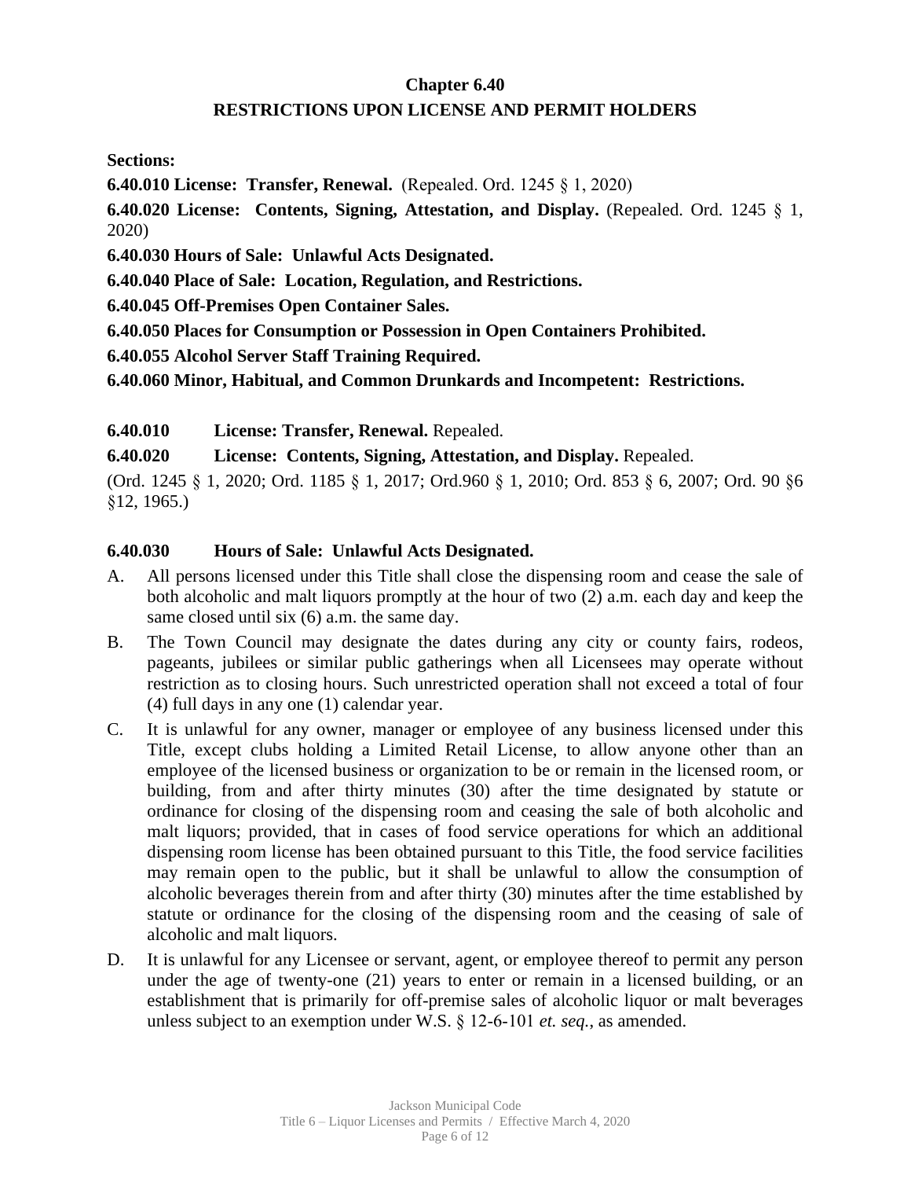## Chapter 6.40
## RESTRICTIONS UPON LICENSE AND PERMIT HOLDERS

**Sections:**

**6.40.010 License: Transfer, Renewal.** (Repealed. Ord. 1245 § 1, 2020)

**6.40.020 License: Contents, Signing, Attestation, and Display.** (Repealed. Ord. 1245 § 1, 2020)

**6.40.030 Hours of Sale: Unlawful Acts Designated.**

**6.40.040 Place of Sale: Location, Regulation, and Restrictions.**

**6.40.045 Off-Premises Open Container Sales.**

**6.40.050 Places for Consumption or Possession in Open Containers Prohibited.**

**6.40.055 Alcohol Server Staff Training Required.**

**6.40.060 Minor, Habitual, and Common Drunkards and Incompetent: Restrictions.**

**6.40.010 License: Transfer, Renewal.** Repealed.

**6.40.020 License: Contents, Signing, Attestation, and Display.** Repealed.

(Ord. 1245 § 1, 2020; Ord. 1185 § 1, 2017; Ord.960 § 1, 2010; Ord. 853 § 6, 2007; Ord. 90 §6 §12, 1965.)

**6.40.030 Hours of Sale: Unlawful Acts Designated.**

A. All persons licensed under this Title shall close the dispensing room and cease the sale of both alcoholic and malt liquors promptly at the hour of two (2) a.m. each day and keep the same closed until six (6) a.m. the same day.

B. The Town Council may designate the dates during any city or county fairs, rodeos, pageants, jubilees or similar public gatherings when all Licensees may operate without restriction as to closing hours. Such unrestricted operation shall not exceed a total of four (4) full days in any one (1) calendar year.

C. It is unlawful for any owner, manager or employee of any business licensed under this Title, except clubs holding a Limited Retail License, to allow anyone other than an employee of the licensed business or organization to be or remain in the licensed room, or building, from and after thirty minutes (30) after the time designated by statute or ordinance for closing of the dispensing room and ceasing the sale of both alcoholic and malt liquors; provided, that in cases of food service operations for which an additional dispensing room license has been obtained pursuant to this Title, the food service facilities may remain open to the public, but it shall be unlawful to allow the consumption of alcoholic beverages therein from and after thirty (30) minutes after the time established by statute or ordinance for the closing of the dispensing room and the ceasing of sale of alcoholic and malt liquors.

D. It is unlawful for any Licensee or servant, agent, or employee thereof to permit any person under the age of twenty-one (21) years to enter or remain in a licensed building, or an establishment that is primarily for off-premise sales of alcoholic liquor or malt beverages unless subject to an exemption under W.S. § 12-6-101 *et. seq.*, as amended.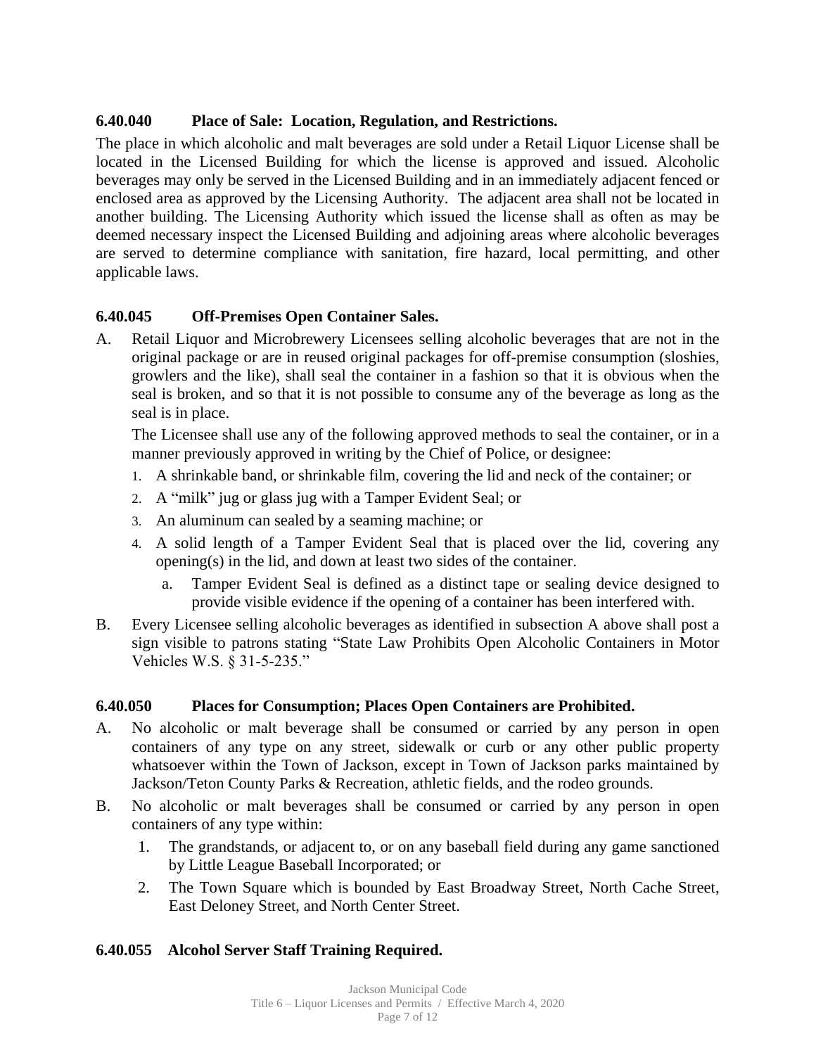### 6.40.040 Place of Sale: Location, Regulation, and Restrictions.

The place in which alcoholic and malt beverages are sold under a Retail Liquor License shall be located in the Licensed Building for which the license is approved and issued. Alcoholic beverages may only be served in the Licensed Building and in an immediately adjacent fenced or enclosed area as approved by the Licensing Authority. The adjacent area shall not be located in another building. The Licensing Authority which issued the license shall as often as may be deemed necessary inspect the Licensed Building and adjoining areas where alcoholic beverages are served to determine compliance with sanitation, fire hazard, local permitting, and other applicable laws.

### 6.40.045 Off-Premises Open Container Sales.

A. Retail Liquor and Microbrewery Licensees selling alcoholic beverages that are not in the original package or are in reused original packages for off-premise consumption (sloshies, growlers and the like), shall seal the container in a fashion so that it is obvious when the seal is broken, and so that it is not possible to consume any of the beverage as long as the seal is in place.

   The Licensee shall use any of the following approved methods to seal the container, or in a manner previously approved in writing by the Chief of Police, or designee:

   1. A shrinkable band, or shrinkable film, covering the lid and neck of the container; or
   2. A "milk" jug or glass jug with a Tamper Evident Seal; or
   3. An aluminum can sealed by a seaming machine; or
   4. A solid length of a Tamper Evident Seal that is placed over the lid, covering any opening(s) in the lid, and down at least two sides of the container.
      a. Tamper Evident Seal is defined as a distinct tape or sealing device designed to provide visible evidence if the opening of a container has been interfered with.

B. Every Licensee selling alcoholic beverages as identified in subsection A above shall post a sign visible to patrons stating "State Law Prohibits Open Alcoholic Containers in Motor Vehicles W.S. § 31-5-235."

### 6.40.050 Places for Consumption; Places Open Containers are Prohibited.

A. No alcoholic or malt beverage shall be consumed or carried by any person in open containers of any type on any street, sidewalk or curb or any other public property whatsoever within the Town of Jackson, except in Town of Jackson parks maintained by Jackson/Teton County Parks & Recreation, athletic fields, and the rodeo grounds.

B. No alcoholic or malt beverages shall be consumed or carried by any person in open containers of any type within:
   1. The grandstands, or adjacent to, or on any baseball field during any game sanctioned by Little League Baseball Incorporated; or
   2. The Town Square which is bounded by East Broadway Street, North Cache Street, East Deloney Street, and North Center Street.

### 6.40.055 Alcohol Server Staff Training Required.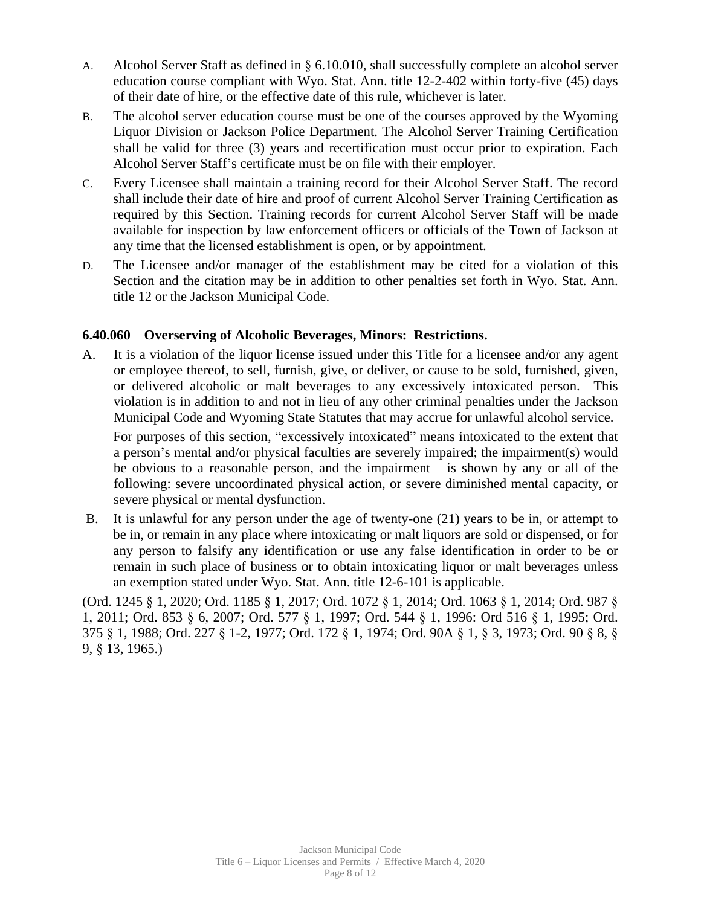A. Alcohol Server Staff as defined in § 6.10.010, shall successfully complete an alcohol server education course compliant with Wyo. Stat. Ann. title 12-2-402 within forty-five (45) days of their date of hire, or the effective date of this rule, whichever is later.

B. The alcohol server education course must be one of the courses approved by the Wyoming Liquor Division or Jackson Police Department. The Alcohol Server Training Certification shall be valid for three (3) years and recertification must occur prior to expiration. Each Alcohol Server Staff's certificate must be on file with their employer.

C. Every Licensee shall maintain a training record for their Alcohol Server Staff. The record shall include their date of hire and proof of current Alcohol Server Training Certification as required by this Section. Training records for current Alcohol Server Staff will be made available for inspection by law enforcement officers or officials of the Town of Jackson at any time that the licensed establishment is open, or by appointment.

D. The Licensee and/or manager of the establishment may be cited for a violation of this Section and the citation may be in addition to other penalties set forth in Wyo. Stat. Ann. title 12 or the Jackson Municipal Code.

### 6.40.060 Overserving of Alcoholic Beverages, Minors: Restrictions.

A. It is a violation of the liquor license issued under this Title for a licensee and/or any agent or employee thereof, to sell, furnish, give, or deliver, or cause to be sold, furnished, given, or delivered alcoholic or malt beverages to any excessively intoxicated person. This violation is in addition to and not in lieu of any other criminal penalties under the Jackson Municipal Code and Wyoming State Statutes that may accrue for unlawful alcohol service.

For purposes of this section, "excessively intoxicated" means intoxicated to the extent that a person's mental and/or physical faculties are severely impaired; the impairment(s) would be obvious to a reasonable person, and the impairment is shown by any or all of the following: severe uncoordinated physical action, or severe diminished mental capacity, or severe physical or mental dysfunction.

B. It is unlawful for any person under the age of twenty-one (21) years to be in, or attempt to be in, or remain in any place where intoxicating or malt liquors are sold or dispensed, or for any person to falsify any identification or use any false identification in order to be or remain in such place of business or to obtain intoxicating liquor or malt beverages unless an exemption stated under Wyo. Stat. Ann. title 12-6-101 is applicable.

(Ord. 1245 § 1, 2020; Ord. 1185 § 1, 2017; Ord. 1072 § 1, 2014; Ord. 1063 § 1, 2014; Ord. 987 § 1, 2011; Ord. 853 § 6, 2007; Ord. 577 § 1, 1997; Ord. 544 § 1, 1996: Ord 516 § 1, 1995; Ord. 375 § 1, 1988; Ord. 227 § 1-2, 1977; Ord. 172 § 1, 1974; Ord. 90A § 1, § 3, 1973; Ord. 90 § 8, § 9, § 13, 1965.)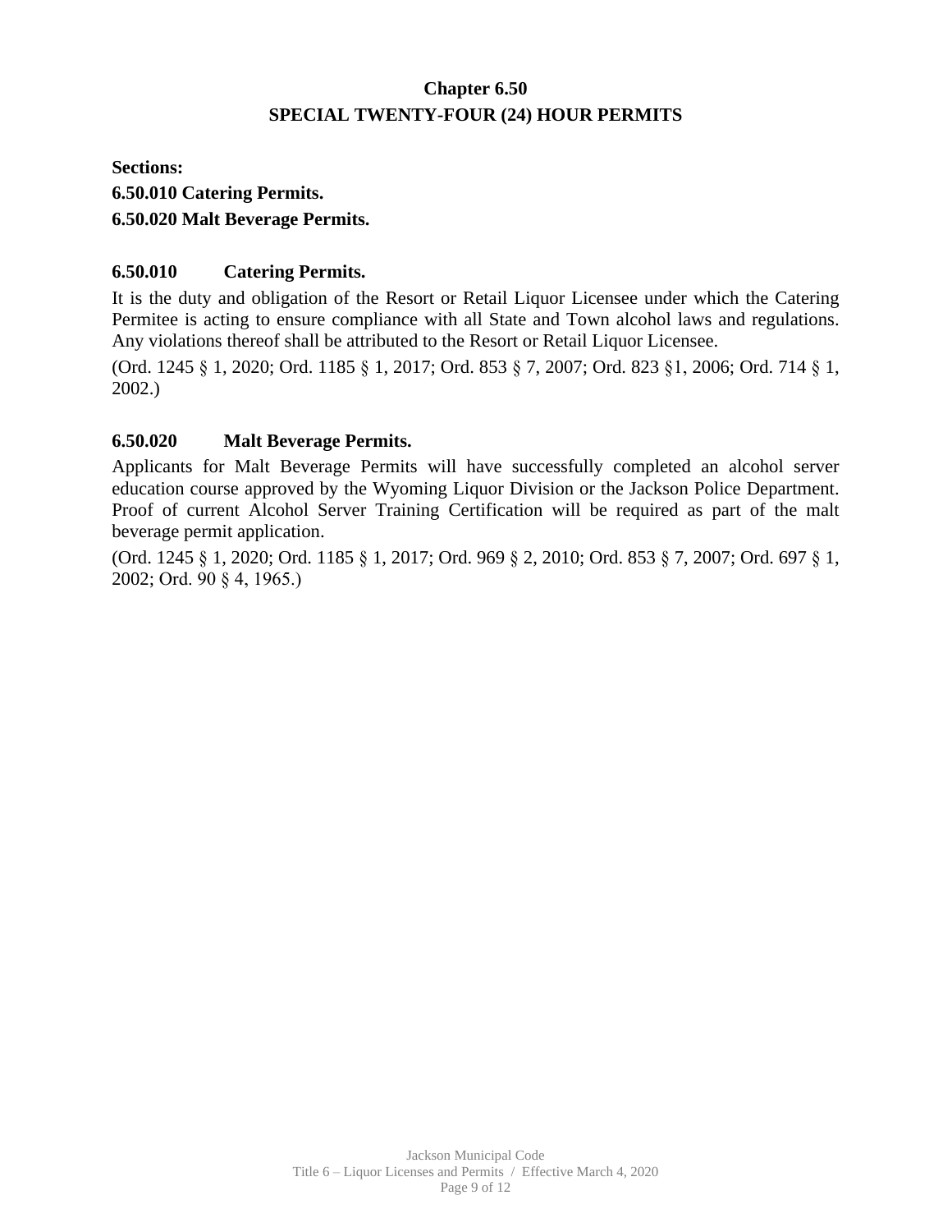# Chapter 6.50
## SPECIAL TWENTY-FOUR (24) HOUR PERMITS

**Sections:**

**6.50.010 Catering Permits.**

**6.50.020 Malt Beverage Permits.**

### 6.50.010 Catering Permits.

It is the duty and obligation of the Resort or Retail Liquor Licensee under which the Catering Permitee is acting to ensure compliance with all State and Town alcohol laws and regulations. Any violations thereof shall be attributed to the Resort or Retail Liquor Licensee.

(Ord. 1245 § 1, 2020; Ord. 1185 § 1, 2017; Ord. 853 § 7, 2007; Ord. 823 §1, 2006; Ord. 714 § 1, 2002.)

### 6.50.020 Malt Beverage Permits.

Applicants for Malt Beverage Permits will have successfully completed an alcohol server education course approved by the Wyoming Liquor Division or the Jackson Police Department. Proof of current Alcohol Server Training Certification will be required as part of the malt beverage permit application.

(Ord. 1245 § 1, 2020; Ord. 1185 § 1, 2017; Ord. 969 § 2, 2010; Ord. 853 § 7, 2007; Ord. 697 § 1, 2002; Ord. 90 § 4, 1965.)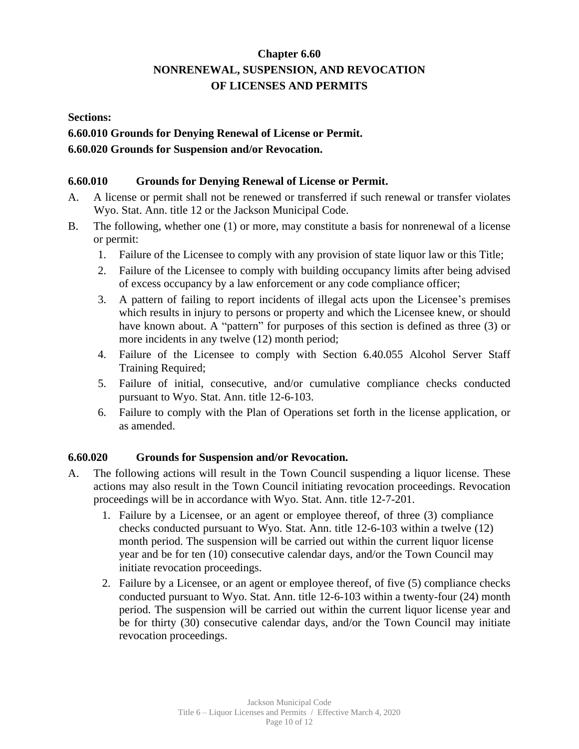# Chapter 6.60
# NONRENEWAL, SUSPENSION, AND REVOCATION OF LICENSES AND PERMITS

**Sections:**

**6.60.010 Grounds for Denying Renewal of License or Permit.**

**6.60.020 Grounds for Suspension and/or Revocation.**

## 6.60.010 Grounds for Denying Renewal of License or Permit.

A. A license or permit shall not be renewed or transferred if such renewal or transfer violates Wyo. Stat. Ann. title 12 or the Jackson Municipal Code.

B. The following, whether one (1) or more, may constitute a basis for nonrenewal of a license or permit:

1. Failure of the Licensee to comply with any provision of state liquor law or this Title;
2. Failure of the Licensee to comply with building occupancy limits after being advised of excess occupancy by a law enforcement or any code compliance officer;
3. A pattern of failing to report incidents of illegal acts upon the Licensee's premises which results in injury to persons or property and which the Licensee knew, or should have known about. A "pattern" for purposes of this section is defined as three (3) or more incidents in any twelve (12) month period;
4. Failure of the Licensee to comply with Section 6.40.055 Alcohol Server Staff Training Required;
5. Failure of initial, consecutive, and/or cumulative compliance checks conducted pursuant to Wyo. Stat. Ann. title 12-6-103.
6. Failure to comply with the Plan of Operations set forth in the license application, or as amended.

## 6.60.020 Grounds for Suspension and/or Revocation.

A. The following actions will result in the Town Council suspending a liquor license. These actions may also result in the Town Council initiating revocation proceedings. Revocation proceedings will be in accordance with Wyo. Stat. Ann. title 12-7-201.

1. Failure by a Licensee, or an agent or employee thereof, of three (3) compliance checks conducted pursuant to Wyo. Stat. Ann. title 12-6-103 within a twelve (12) month period. The suspension will be carried out within the current liquor license year and be for ten (10) consecutive calendar days, and/or the Town Council may initiate revocation proceedings.
2. Failure by a Licensee, or an agent or employee thereof, of five (5) compliance checks conducted pursuant to Wyo. Stat. Ann. title 12-6-103 within a twenty-four (24) month period. The suspension will be carried out within the current liquor license year and be for thirty (30) consecutive calendar days, and/or the Town Council may initiate revocation proceedings.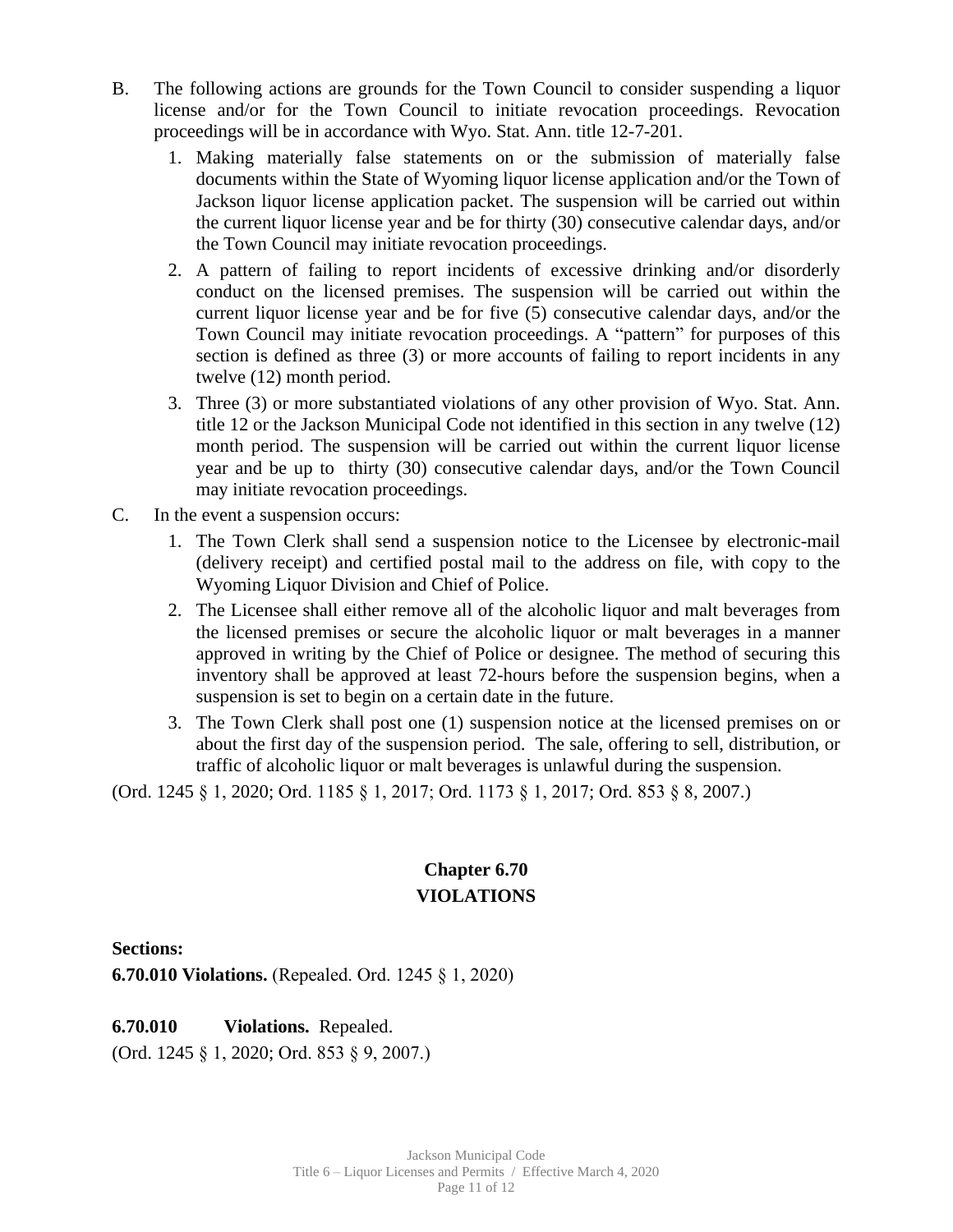B. The following actions are grounds for the Town Council to consider suspending a liquor license and/or for the Town Council to initiate revocation proceedings. Revocation proceedings will be in accordance with Wyo. Stat. Ann. title 12-7-201.

   1. Making materially false statements on or the submission of materially false documents within the State of Wyoming liquor license application and/or the Town of Jackson liquor license application packet. The suspension will be carried out within the current liquor license year and be for thirty (30) consecutive calendar days, and/or the Town Council may initiate revocation proceedings.
   2. A pattern of failing to report incidents of excessive drinking and/or disorderly conduct on the licensed premises. The suspension will be carried out within the current liquor license year and be for five (5) consecutive calendar days, and/or the Town Council may initiate revocation proceedings. A "pattern" for purposes of this section is defined as three (3) or more accounts of failing to report incidents in any twelve (12) month period.
   3. Three (3) or more substantiated violations of any other provision of Wyo. Stat. Ann. title 12 or the Jackson Municipal Code not identified in this section in any twelve (12) month period. The suspension will be carried out within the current liquor license year and be up to thirty (30) consecutive calendar days, and/or the Town Council may initiate revocation proceedings.

C. In the event a suspension occurs:

   1. The Town Clerk shall send a suspension notice to the Licensee by electronic-mail (delivery receipt) and certified postal mail to the address on file, with copy to the Wyoming Liquor Division and Chief of Police.
   2. The Licensee shall either remove all of the alcoholic liquor and malt beverages from the licensed premises or secure the alcoholic liquor or malt beverages in a manner approved in writing by the Chief of Police or designee. The method of securing this inventory shall be approved at least 72-hours before the suspension begins, when a suspension is set to begin on a certain date in the future.
   3. The Town Clerk shall post one (1) suspension notice at the licensed premises on or about the first day of the suspension period. The sale, offering to sell, distribution, or traffic of alcoholic liquor or malt beverages is unlawful during the suspension.

(Ord. 1245 § 1, 2020; Ord. 1185 § 1, 2017; Ord. 1173 § 1, 2017; Ord. 853 § 8, 2007.)

## Chapter 6.70
## VIOLATIONS

**Sections:**
**6.70.010 Violations.** (Repealed. Ord. 1245 § 1, 2020)

**6.70.010 Violations.** Repealed.
(Ord. 1245 § 1, 2020; Ord. 853 § 9, 2007.)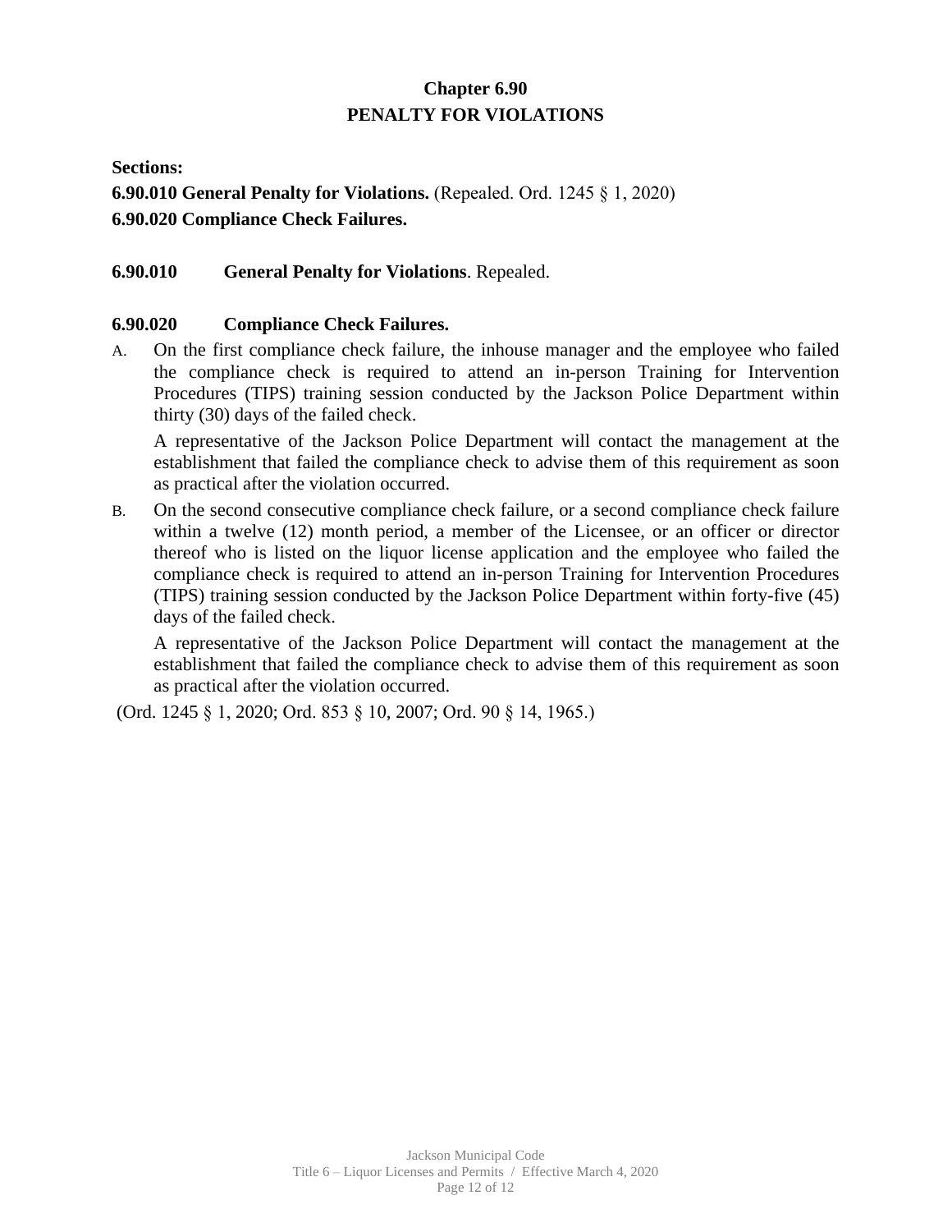# Chapter 6.90
# PENALTY FOR VIOLATIONS

**Sections:**

**6.90.010 General Penalty for Violations.** (Repealed. Ord. 1245 § 1, 2020)
**6.90.020 Compliance Check Failures.**

**6.90.010 General Penalty for Violations**. Repealed.

**6.90.020 Compliance Check Failures.**

A. On the first compliance check failure, the inhouse manager and the employee who failed the compliance check is required to attend an in-person Training for Intervention Procedures (TIPS) training session conducted by the Jackson Police Department within thirty (30) days of the failed check.

   A representative of the Jackson Police Department will contact the management at the establishment that failed the compliance check to advise them of this requirement as soon as practical after the violation occurred.

B. On the second consecutive compliance check failure, or a second compliance check failure within a twelve (12) month period, a member of the Licensee, or an officer or director thereof who is listed on the liquor license application and the employee who failed the compliance check is required to attend an in-person Training for Intervention Procedures (TIPS) training session conducted by the Jackson Police Department within forty-five (45) days of the failed check.

   A representative of the Jackson Police Department will contact the management at the establishment that failed the compliance check to advise them of this requirement as soon as practical after the violation occurred.

(Ord. 1245 § 1, 2020; Ord. 853 § 10, 2007; Ord. 90 § 14, 1965.)